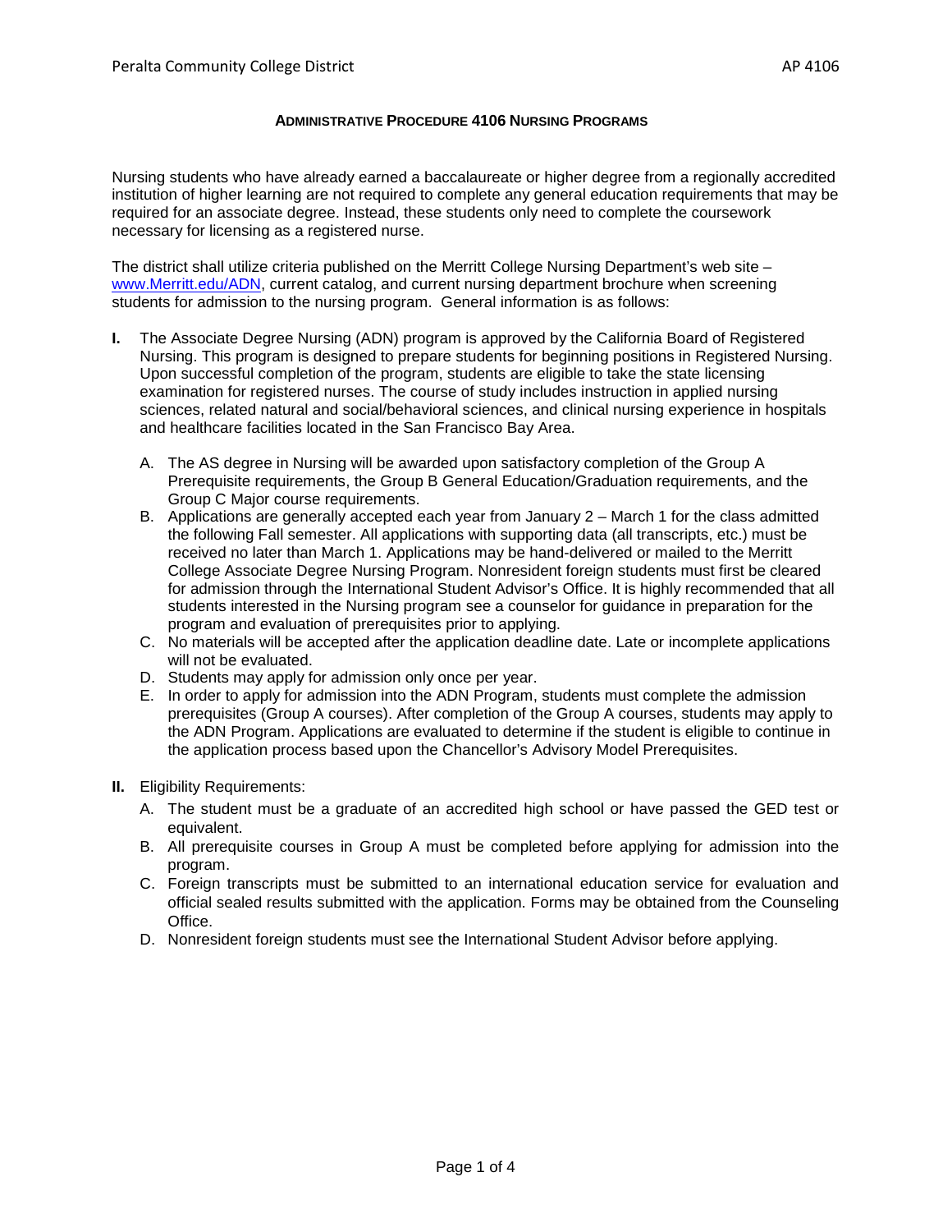# Administrative Procedure 4106 Nursing Programs

Nursing students who have already earned a baccalaureate or higher degree from a regionally accredited institution of higher learning are not required to complete any general education requirements that may be required for an associate degree. Instead, these students only need to complete the coursework necessary for licensing as a registered nurse.

The district shall utilize criteria published on the Merritt College Nursing Department's web site – [www.Merritt.edu/ADN](http://www.Merritt.edu/ADN), current catalog, and current nursing department brochure when screening students for admission to the nursing program. General information is as follows:

**I.** The Associate Degree Nursing (ADN) program is approved by the California Board of Registered Nursing. This program is designed to prepare students for beginning positions in Registered Nursing. Upon successful completion of the program, students are eligible to take the state licensing examination for registered nurses. The course of study includes instruction in applied nursing sciences, related natural and social/behavioral sciences, and clinical nursing experience in hospitals and healthcare facilities located in the San Francisco Bay Area.

A. The AS degree in Nursing will be awarded upon satisfactory completion of the Group A Prerequisite requirements, the Group B General Education/Graduation requirements, and the Group C Major course requirements.

B. Applications are generally accepted each year from January 2 – March 1 for the class admitted the following Fall semester. All applications with supporting data (all transcripts, etc.) must be received no later than March 1. Applications may be hand-delivered or mailed to the Merritt College Associate Degree Nursing Program. Nonresident foreign students must first be cleared for admission through the International Student Advisor's Office. It is highly recommended that all students interested in the Nursing program see a counselor for guidance in preparation for the program and evaluation of prerequisites prior to applying.

C. No materials will be accepted after the application deadline date. Late or incomplete applications will not be evaluated.

D. Students may apply for admission only once per year.

E. In order to apply for admission into the ADN Program, students must complete the admission prerequisites (Group A courses). After completion of the Group A courses, students may apply to the ADN Program. Applications are evaluated to determine if the student is eligible to continue in the application process based upon the Chancellor's Advisory Model Prerequisites.

**II.** Eligibility Requirements:

A. The student must be a graduate of an accredited high school or have passed the GED test or equivalent.

B. All prerequisite courses in Group A must be completed before applying for admission into the program.

C. Foreign transcripts must be submitted to an international education service for evaluation and official sealed results submitted with the application. Forms may be obtained from the Counseling Office.

D. Nonresident foreign students must see the International Student Advisor before applying.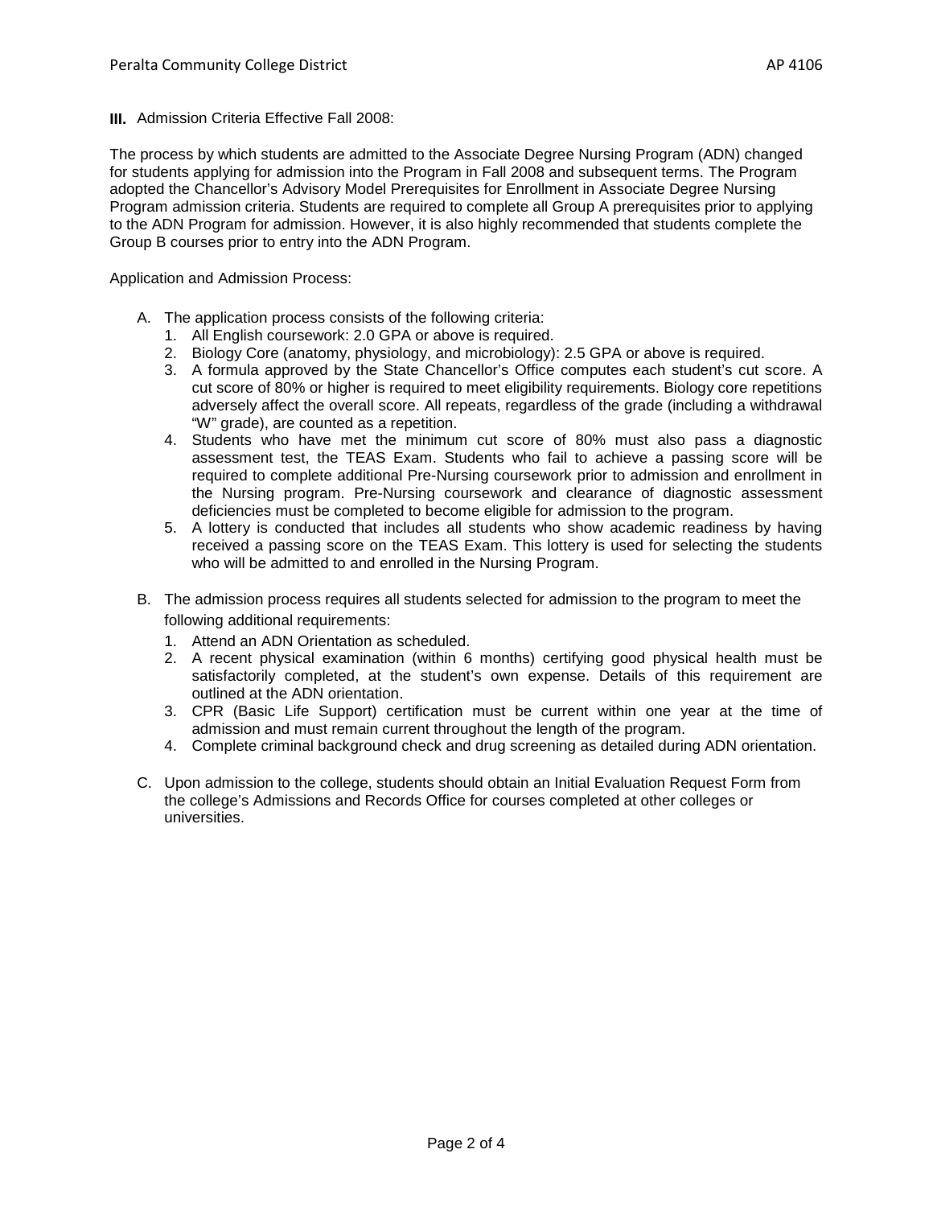**III.** Admission Criteria Effective Fall 2008:

The process by which students are admitted to the Associate Degree Nursing Program (ADN) changed for students applying for admission into the Program in Fall 2008 and subsequent terms. The Program adopted the Chancellor's Advisory Model Prerequisites for Enrollment in Associate Degree Nursing Program admission criteria. Students are required to complete all Group A prerequisites prior to applying to the ADN Program for admission. However, it is also highly recommended that students complete the Group B courses prior to entry into the ADN Program.

Application and Admission Process:

A. The application process consists of the following criteria:
   1. All English coursework: 2.0 GPA or above is required.
   2. Biology Core (anatomy, physiology, and microbiology): 2.5 GPA or above is required.
   3. A formula approved by the State Chancellor's Office computes each student's cut score. A cut score of 80% or higher is required to meet eligibility requirements. Biology core repetitions adversely affect the overall score. All repeats, regardless of the grade (including a withdrawal "W" grade), are counted as a repetition.
   4. Students who have met the minimum cut score of 80% must also pass a diagnostic assessment test, the TEAS Exam. Students who fail to achieve a passing score will be required to complete additional Pre-Nursing coursework prior to admission and enrollment in the Nursing program. Pre-Nursing coursework and clearance of diagnostic assessment deficiencies must be completed to become eligible for admission to the program.
   5. A lottery is conducted that includes all students who show academic readiness by having received a passing score on the TEAS Exam. This lottery is used for selecting the students who will be admitted to and enrolled in the Nursing Program.

B. The admission process requires all students selected for admission to the program to meet the following additional requirements:
   1. Attend an ADN Orientation as scheduled.
   2. A recent physical examination (within 6 months) certifying good physical health must be satisfactorily completed, at the student's own expense. Details of this requirement are outlined at the ADN orientation.
   3. CPR (Basic Life Support) certification must be current within one year at the time of admission and must remain current throughout the length of the program.
   4. Complete criminal background check and drug screening as detailed during ADN orientation.

C. Upon admission to the college, students should obtain an Initial Evaluation Request Form from the college's Admissions and Records Office for courses completed at other colleges or universities.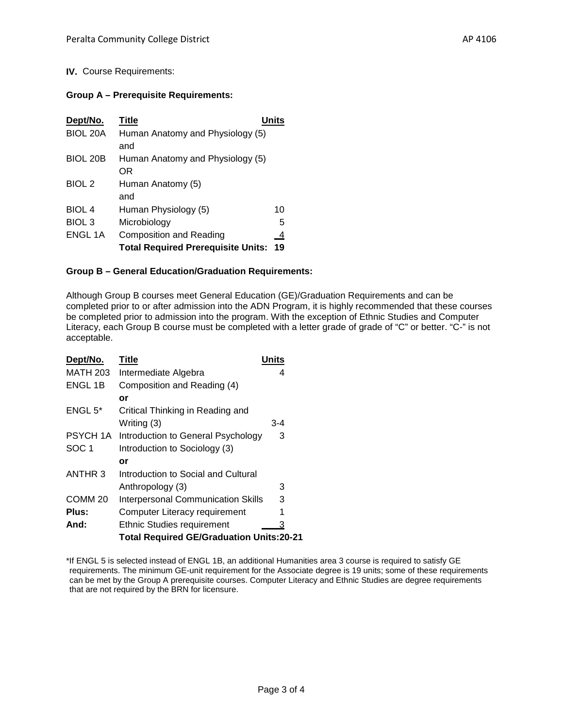**IV.** Course Requirements:

**Group A – Prerequisite Requirements:**

| Dept/No. | Title | Units |
|---|---|---|
| BIOL 20A | Human Anatomy and Physiology (5) and | |
| BIOL 20B | Human Anatomy and Physiology (5) OR | |
| BIOL 2 | Human Anatomy (5) and | |
| BIOL 4 | Human Physiology (5) | 10 |
| BIOL 3 | Microbiology | 5 |
| ENGL 1A | Composition and Reading | 4 |
| | **Total Required Prerequisite Units:** | **19** |

**Group B – General Education/Graduation Requirements:**

Although Group B courses meet General Education (GE)/Graduation Requirements and can be completed prior to or after admission into the ADN Program, it is highly recommended that these courses be completed prior to admission into the program. With the exception of Ethnic Studies and Computer Literacy, each Group B course must be completed with a letter grade of grade of "C" or better. "C-" is not acceptable.

| Dept/No. | Title | Units |
|---|---|---|
| MATH 203 | Intermediate Algebra | 4 |
| ENGL 1B | Composition and Reading (4) **or** | |
| ENGL 5* | Critical Thinking in Reading and Writing (3) | 3-4 |
| PSYCH 1A | Introduction to General Psychology | 3 |
| SOC 1 | Introduction to Sociology (3) **or** | |
| ANTHR 3 | Introduction to Social and Cultural Anthropology (3) | 3 |
| COMM 20 | Interpersonal Communication Skills | 3 |
| **Plus:** | Computer Literacy requirement | 1 |
| **And:** | Ethnic Studies requirement | 3 |
| | **Total Required GE/Graduation Units:** | **20-21** |

*If ENGL 5 is selected instead of ENGL 1B, an additional Humanities area 3 course is required to satisfy GE requirements. The minimum GE-unit requirement for the Associate degree is 19 units; some of these requirements can be met by the Group A prerequisite courses. Computer Literacy and Ethnic Studies are degree requirements that are not required by the BRN for licensure.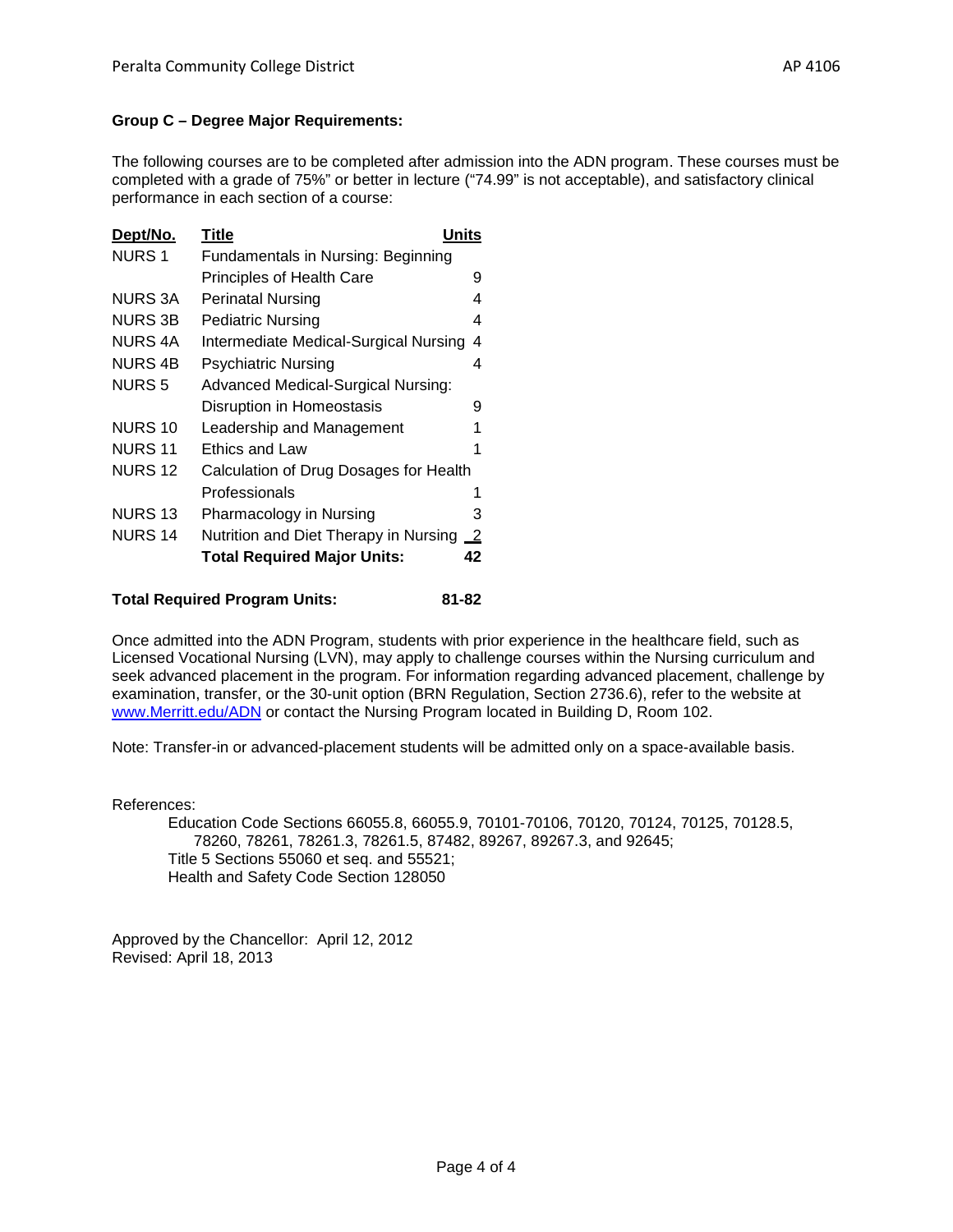**Group C – Degree Major Requirements:**

The following courses are to be completed after admission into the ADN program. These courses must be completed with a grade of 75%" or better in lecture ("74.99" is not acceptable), and satisfactory clinical performance in each section of a course:

| Dept/No. | Title | Units |
|---|---|---|
| NURS 1 | Fundamentals in Nursing: Beginning Principles of Health Care | 9 |
| NURS 3A | Perinatal Nursing | 4 |
| NURS 3B | Pediatric Nursing | 4 |
| NURS 4A | Intermediate Medical-Surgical Nursing | 4 |
| NURS 4B | Psychiatric Nursing | 4 |
| NURS 5 | Advanced Medical-Surgical Nursing: Disruption in Homeostasis | 9 |
| NURS 10 | Leadership and Management | 1 |
| NURS 11 | Ethics and Law | 1 |
| NURS 12 | Calculation of Drug Dosages for Health Professionals | 1 |
| NURS 13 | Pharmacology in Nursing | 3 |
| NURS 14 | Nutrition and Diet Therapy in Nursing | 2 |
| | **Total Required Major Units:** | **42** |

**Total Required Program Units: 81-82**

Once admitted into the ADN Program, students with prior experience in the healthcare field, such as Licensed Vocational Nursing (LVN), may apply to challenge courses within the Nursing curriculum and seek advanced placement in the program. For information regarding advanced placement, challenge by examination, transfer, or the 30-unit option (BRN Regulation, Section 2736.6), refer to the website at [www.Merritt.edu/ADN](http://www.Merritt.edu/ADN) or contact the Nursing Program located in Building D, Room 102.

Note: Transfer-in or advanced-placement students will be admitted only on a space-available basis.

References:

Education Code Sections 66055.8, 66055.9, 70101-70106, 70120, 70124, 70125, 70128.5, 78260, 78261, 78261.3, 78261.5, 87482, 89267, 89267.3, and 92645;
Title 5 Sections 55060 et seq. and 55521;
Health and Safety Code Section 128050

Approved by the Chancellor: April 12, 2012
Revised: April 18, 2013